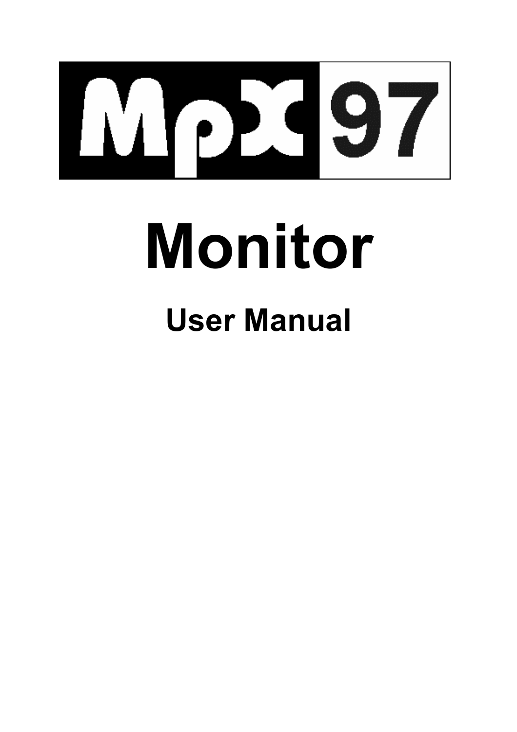# MpX 97

# Monitor

## User Manual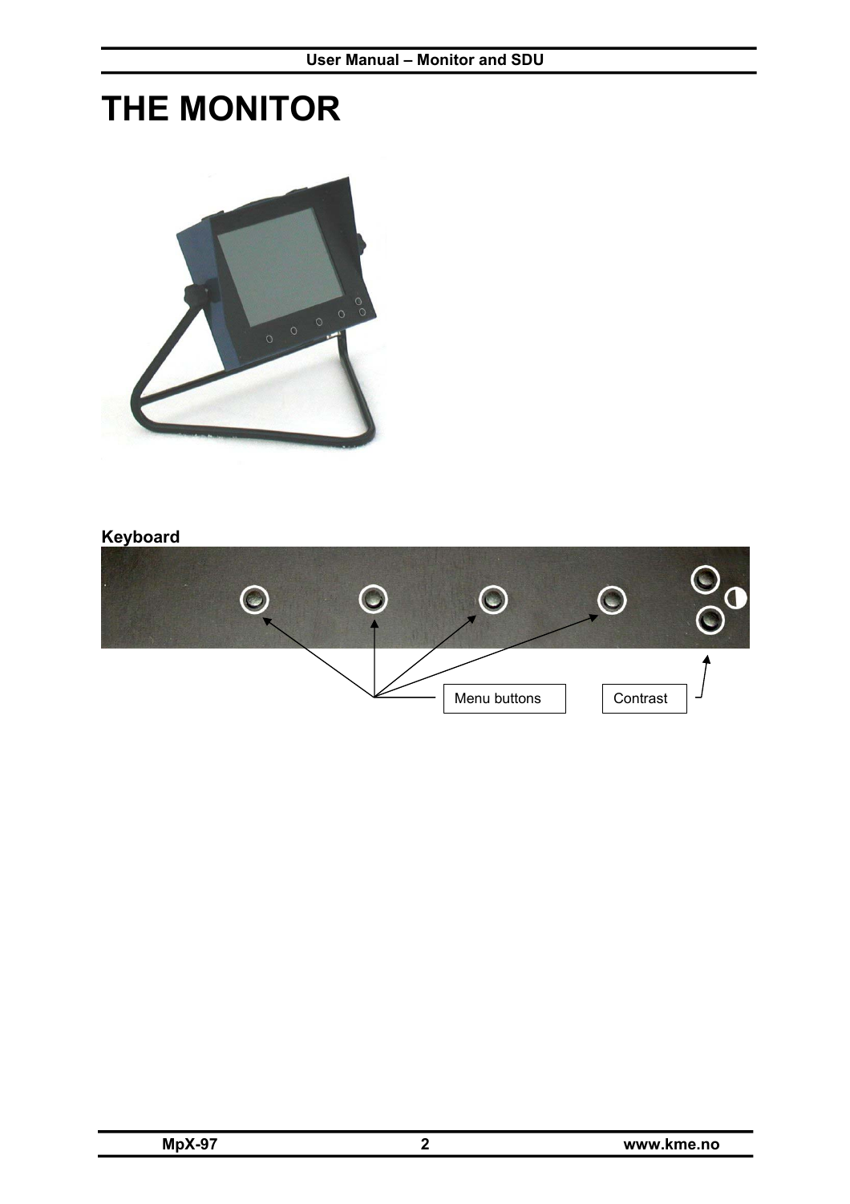# THE MONITOR

**Keyboard**

Menu buttons

Contrast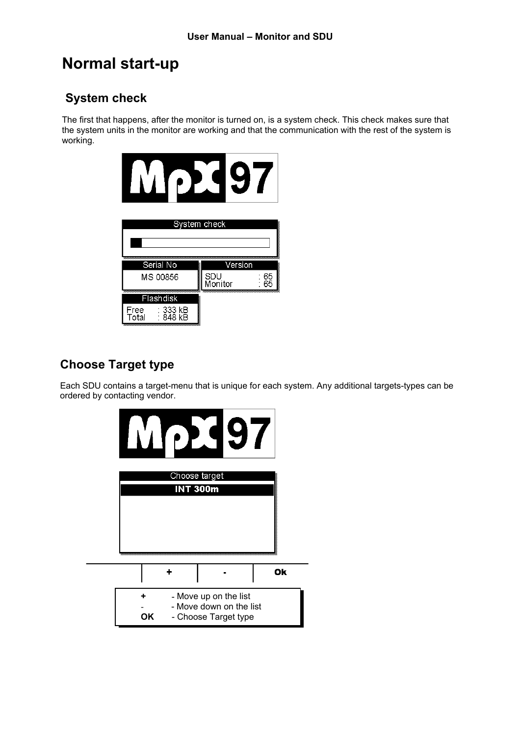# Normal start-up

## System check

The first that happens, after the monitor is turned on, is a system check. This check makes sure that the system units in the monitor are working and that the communication with the rest of the system is working.

MpX 97

System check

| Serial No | Version |
| --- | --- |
| MS 00856 | SDU : 65<br>Monitor : 65 |

| Flashdisk |
| --- |
| Free : 333 kB<br>Total : 848 kB |

## Choose Target type

Each SDU contains a target-menu that is unique for each system. Any additional targets-types can be ordered by contacting vendor.

MpX 97

Choose target

**INT 300m**

| | + | - | Ok |
| --- | --- | --- | --- |

| | |
| --- | --- |
| **+** | - Move up on the list |
| - | - Move down on the list |
| **OK** | - Choose Target type |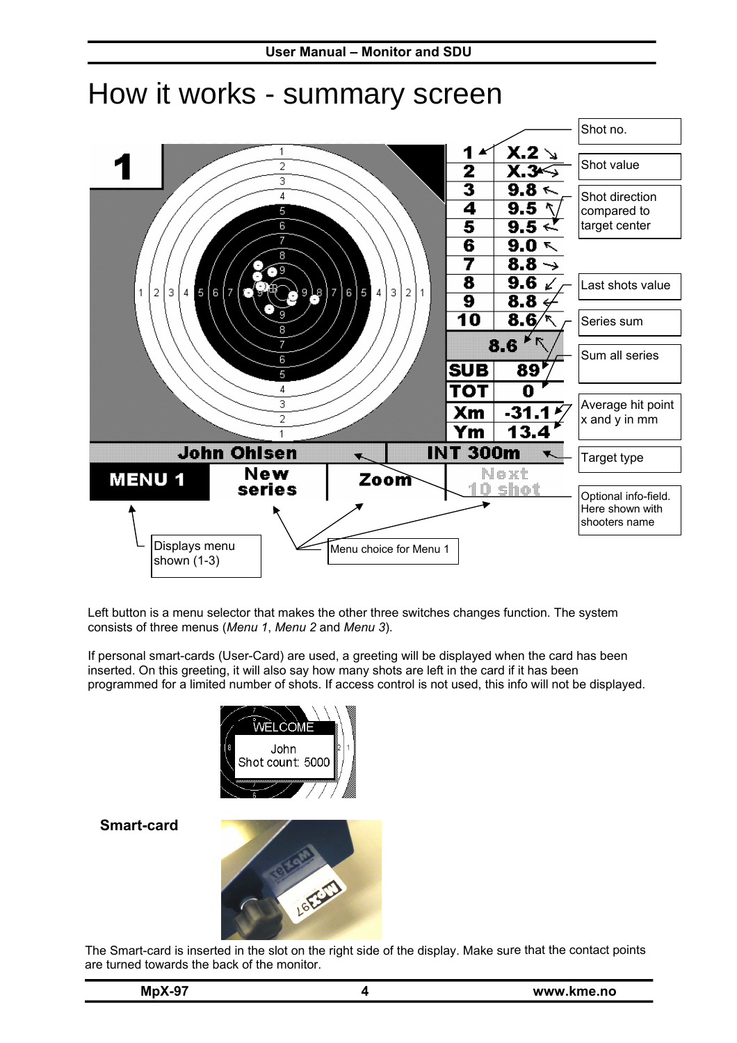# How it works - summary screen

Shot no.

Shot value

Shot direction compared to target center

Last shots value

Series sum

Sum all series

Average hit point x and y in mm

Target type

Optional info-field. Here shown with shooters name

Displays menu shown (1-3)

Menu choice for Menu 1

Left button is a menu selector that makes the other three switches changes function. The system consists of three menus (*Menu 1*, *Menu 2* and *Menu 3*).

If personal smart-cards (User-Card) are used, a greeting will be displayed when the card has been inserted. On this greeting, it will also say how many shots are left in the card if it has been programmed for a limited number of shots. If access control is not used, this info will not be displayed.

**Smart-card**

The Smart-card is inserted in the slot on the right side of the display. Make sure that the contact points are turned towards the back of the monitor.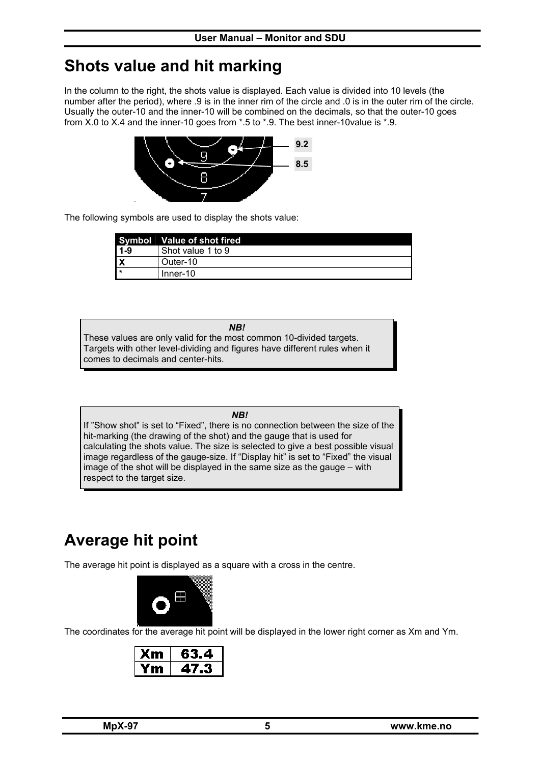# Shots value and hit marking

In the column to the right, the shots value is displayed. Each value is divided into 10 levels (the number after the period), where .9 is in the inner rim of the circle and .0 is in the outer rim of the circle. Usually the outer-10 and the inner-10 will be combined on the decimals, so that the outer-10 goes from X.0 to X.4 and the inner-10 goes from *.5 to *.9. The best inner-10value is *.9.

The following symbols are used to display the shots value:

| Symbol | Value of shot fired |
|---|---|
| **1-9** | Shot value 1 to 9 |
| **X** | Outer-10 |
| * | Inner-10 |

> ***NB!***
> These values are only valid for the most common 10-divided targets. Targets with other level-dividing and figures have different rules when it comes to decimals and center-hits.

> ***NB!***
> If "Show shot" is set to "Fixed", there is no connection between the size of the hit-marking (the drawing of the shot) and the gauge that is used for calculating the shots value. The size is selected to give a best possible visual image regardless of the gauge-size. If "Display hit" is set to "Fixed" the visual image of the shot will be displayed in the same size as the gauge – with respect to the target size.

# Average hit point

The average hit point is displayed as a square with a cross in the centre.

The coordinates for the average hit point will be displayed in the lower right corner as Xm and Ym.

| Xm | 63.4 |
|---|---|
| Ym | 47.3 |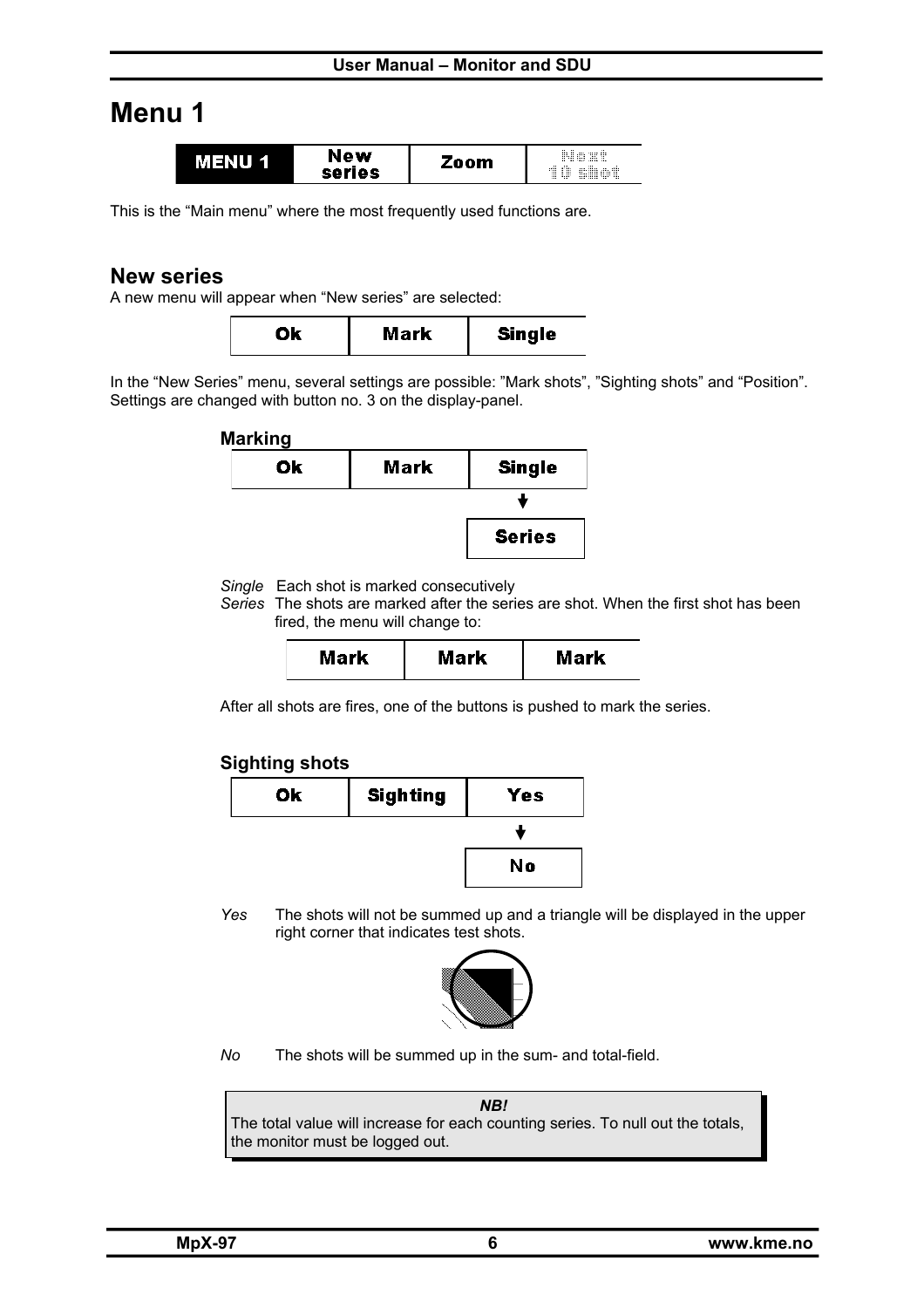# Menu 1

| MENU 1 | New series | Zoom | Next 10 shot |
|---|---|---|---|

This is the "Main menu" where the most frequently used functions are.

## New series

A new menu will appear when "New series" are selected:

| Ok | Mark | Single |
|---|---|---|

In the "New Series" menu, several settings are possible: "Mark shots", "Sighting shots" and "Position". Settings are changed with button no. 3 on the display-panel.

### Marking

| Ok | Mark | Single |
|---|---|---|
| | | ↓ |
| | | Series |

*Single* Each shot is marked consecutively

*Series* The shots are marked after the series are shot. When the first shot has been fired, the menu will change to:

| Mark | Mark | Mark |
|---|---|---|

After all shots are fires, one of the buttons is pushed to mark the series.

### Sighting shots

| Ok | Sighting | Yes |
|---|---|---|
| | | ↓ |
| | | No |

*Yes* The shots will not be summed up and a triangle will be displayed in the upper right corner that indicates test shots.

*No* The shots will be summed up in the sum- and total-field.

> ***NB!***
> The total value will increase for each counting series. To null out the totals, the monitor must be logged out.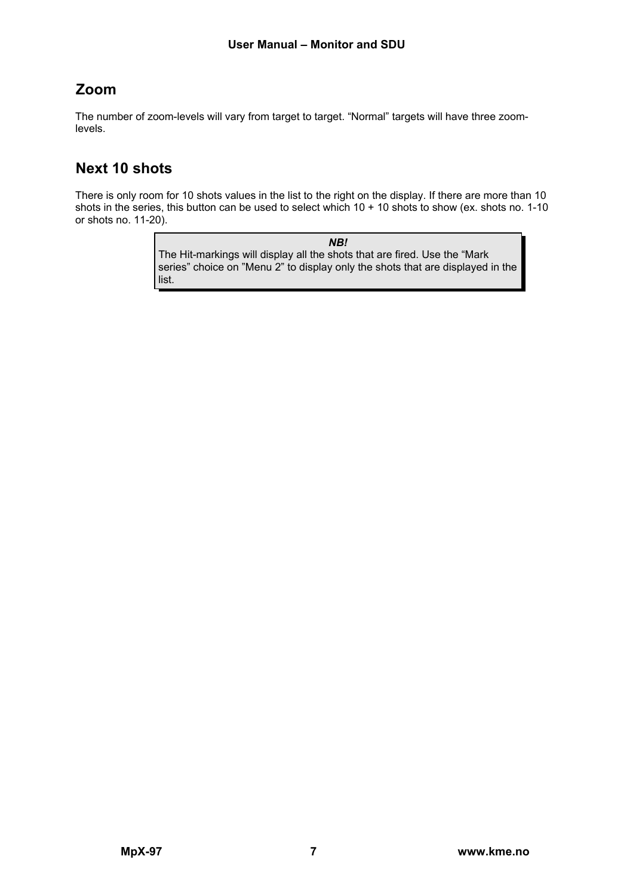## Zoom

The number of zoom-levels will vary from target to target. “Normal” targets will have three zoom-levels.

## Next 10 shots

There is only room for 10 shots values in the list to the right on the display. If there are more than 10 shots in the series, this button can be used to select which 10 + 10 shots to show (ex. shots no. 1-10 or shots no. 11-20).

> ***NB!***
> The Hit-markings will display all the shots that are fired. Use the “Mark series” choice on ”Menu 2” to display only the shots that are displayed in the list.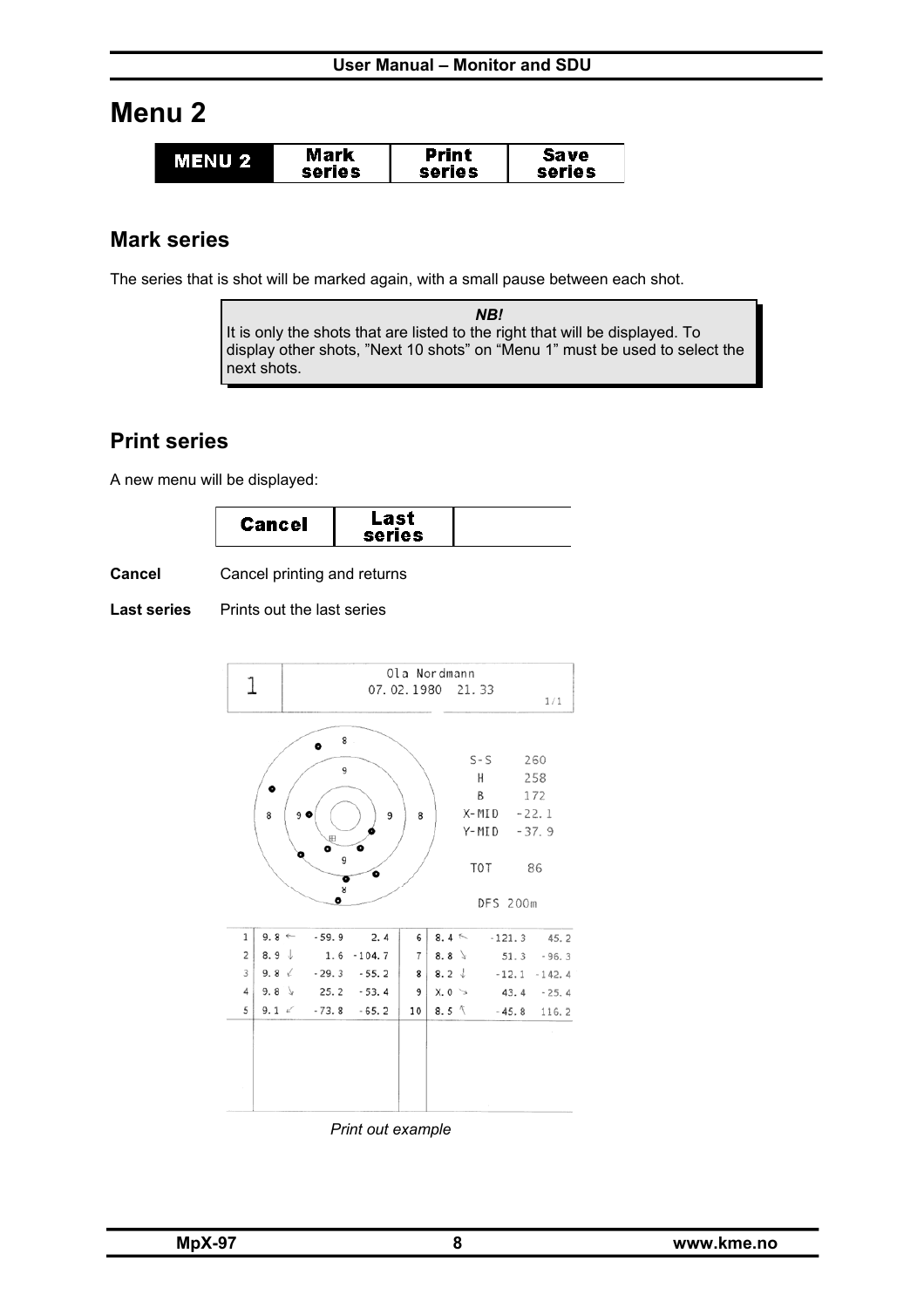# Menu 2

| MENU 2 | Mark series | Print series | Save series |
|---|---|---|---|

## Mark series

The series that is shot will be marked again, with a small pause between each shot.

> ***NB!***
> It is only the shots that are listed to the right that will be displayed. To display other shots, "Next 10 shots" on "Menu 1" must be used to select the next shots.

## Print series

A new menu will be displayed:

| Cancel | Last series | |
|---|---|---|

**Cancel** Cancel printing and returns

**Last series** Prints out the last series

| 1 | Ola Nordmann 07.02.1980 21.33 | 1/1 |
|---|---|---|

S-S 260
H 258
B 172
X-MID -22.1
Y-MID -37.9

TOT 86

DFS 200m

| | | | | | | | |
|---|---|---|---|---|---|---|---|
| 1 | 9.8 ← | -59.9 | 2.4 | 6 | 8.4 ↖ | -121.3 | 45.2 |
| 2 | 8.9 ↓ | 1.6 | -104.7 | 7 | 8.8 ↘ | 51.3 | -96.3 |
| 3 | 9.8 ↙ | -29.3 | -55.2 | 8 | 8.2 ↓ | -12.1 | -142.4 |
| 4 | 9.8 ↘ | 25.2 | -53.4 | 9 | X.0 ↘ | 43.4 | -25.4 |
| 5 | 9.1 ↙ | -73.8 | -65.2 | 10 | 8.5 ↑ | -45.8 | 116.2 |

*Print out example*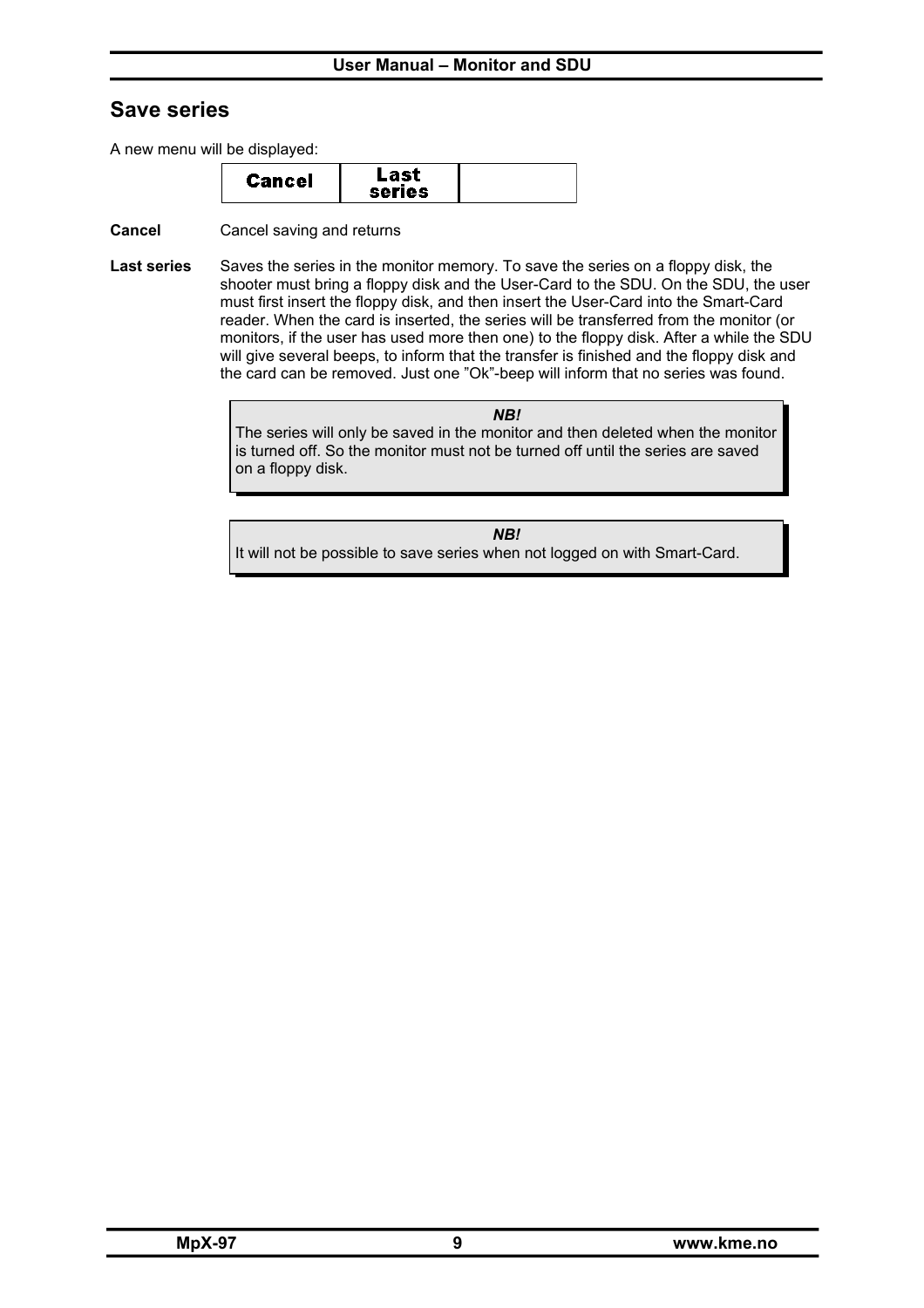## Save series

A new menu will be displayed:

| Cancel | Last series | |
|---|---|---|

**Cancel** Cancel saving and returns

**Last series** Saves the series in the monitor memory. To save the series on a floppy disk, the shooter must bring a floppy disk and the User-Card to the SDU. On the SDU, the user must first insert the floppy disk, and then insert the User-Card into the Smart-Card reader. When the card is inserted, the series will be transferred from the monitor (or monitors, if the user has used more then one) to the floppy disk. After a while the SDU will give several beeps, to inform that the transfer is finished and the floppy disk and the card can be removed. Just one ”Ok”-beep will inform that no series was found.

> ***NB!***
> The series will only be saved in the monitor and then deleted when the monitor is turned off. So the monitor must not be turned off until the series are saved on a floppy disk.

> ***NB!***
> It will not be possible to save series when not logged on with Smart-Card.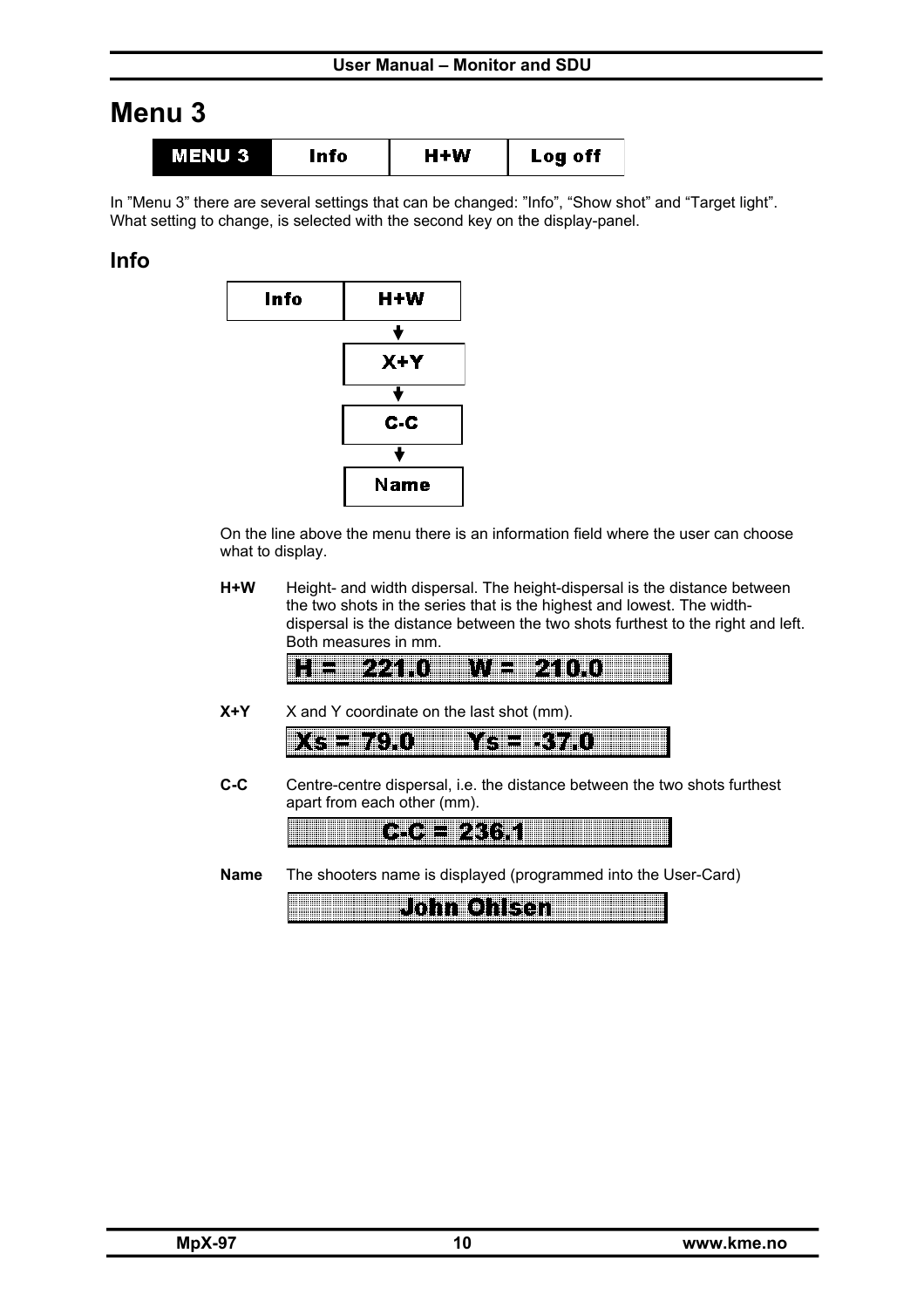# Menu 3

| MENU 3 | Info | H+W | Log off |
|---|---|---|---|

In "Menu 3" there are several settings that can be changed: "Info", "Show shot" and "Target light". What setting to change, is selected with the second key on the display-panel.

## Info

| Info | H+W |
|---|---|

H+W → X+Y → C-C → Name

On the line above the menu there is an information field where the user can choose what to display.

**H+W** Height- and width dispersal. The height-dispersal is the distance between the two shots in the series that is the highest and lowest. The width-dispersal is the distance between the two shots furthest to the right and left. Both measures in mm.

`H = 221.0 W = 210.0`

**X+Y** X and Y coordinate on the last shot (mm).

`Xs = 79.0 Ys = -37.0`

**C-C** Centre-centre dispersal, i.e. the distance between the two shots furthest apart from each other (mm).

`C-C = 236.1`

**Name** The shooters name is displayed (programmed into the User-Card)

`John Ohlsen`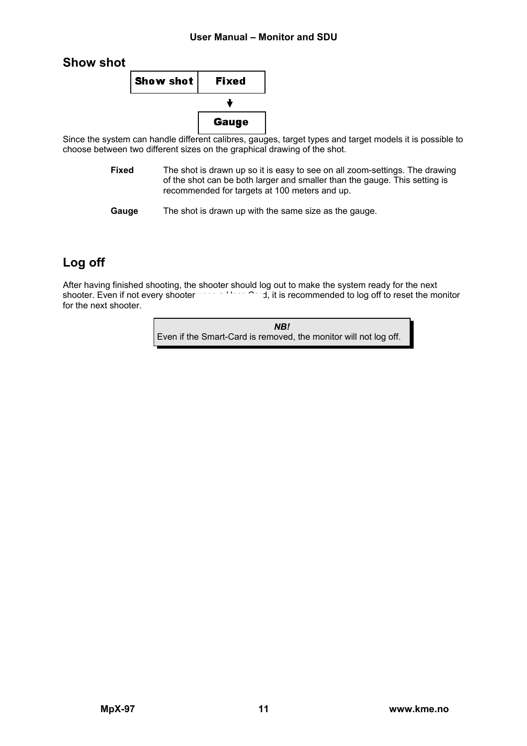## Show shot

| Show shot | Fixed |
|---|---|
| | ↓ |
| | Gauge |

Since the system can handle different calibres, gauges, target types and target models it is possible to choose between two different sizes on the graphical drawing of the shot.

**Fixed** The shot is drawn up so it is easy to see on all zoom-settings. The drawing of the shot can be both larger and smaller than the gauge. This setting is recommended for targets at 100 meters and up.

**Gauge** The shot is drawn up with the same size as the gauge.

## Log off

After having finished shooting, the shooter should log out to make the system ready for the next shooter. Even if not every shooter uses a User Card, it is recommended to log off to reset the monitor for the next shooter.

> ***NB!***
> Even if the Smart-Card is removed, the monitor will not log off.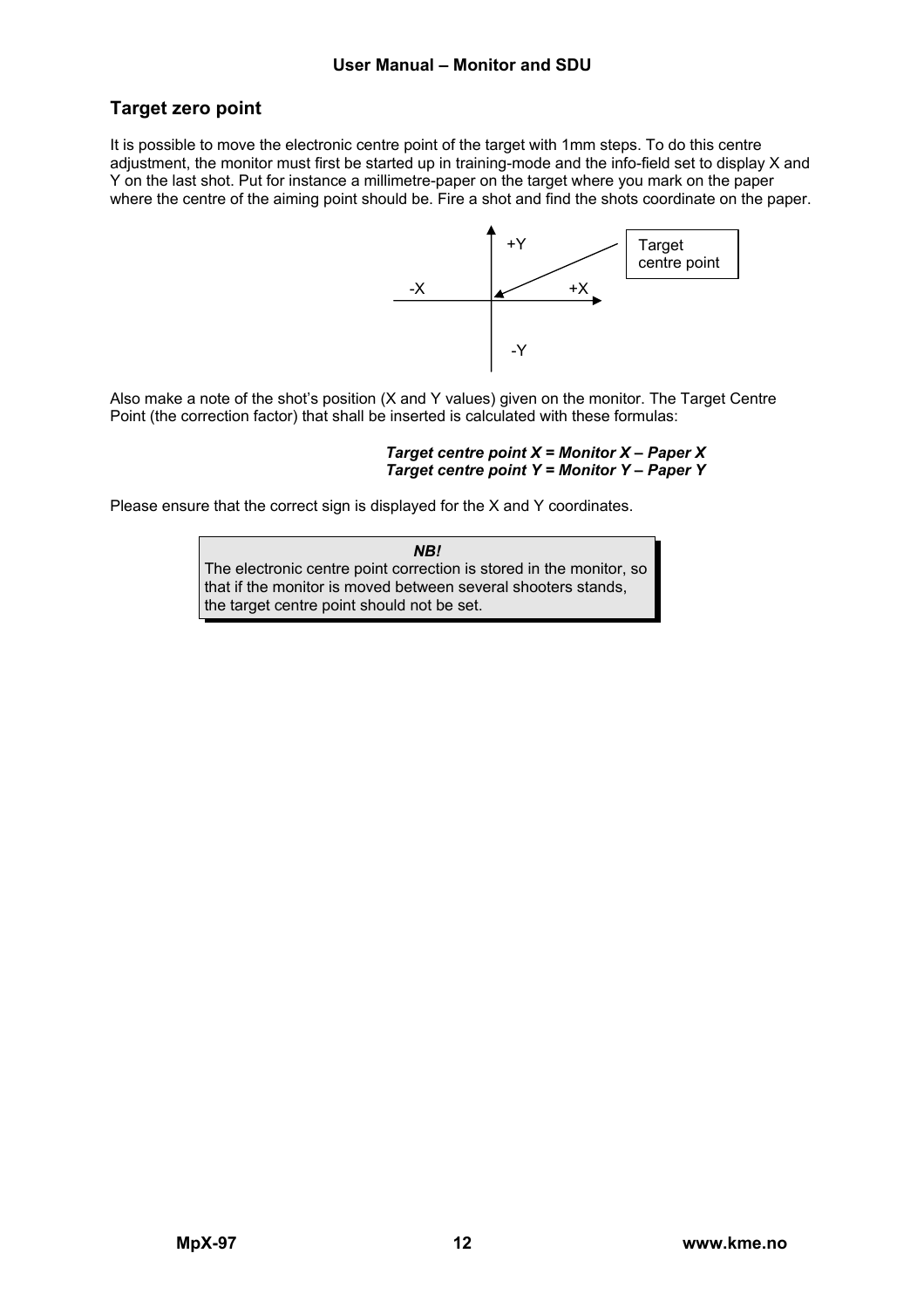## Target zero point

It is possible to move the electronic centre point of the target with 1mm steps. To do this centre adjustment, the monitor must first be started up in training-mode and the info-field set to display X and Y on the last shot. Put for instance a millimetre-paper on the target where you mark on the paper where the centre of the aiming point should be. Fire a shot and find the shots coordinate on the paper.

+Y

-X

+X

-Y

Target centre point

Also make a note of the shot's position (X and Y values) given on the monitor. The Target Centre Point (the correction factor) that shall be inserted is calculated with these formulas:

***Target centre point X = Monitor X – Paper X***
***Target centre point Y = Monitor Y – Paper Y***

Please ensure that the correct sign is displayed for the X and Y coordinates.

> ***NB!***
> The electronic centre point correction is stored in the monitor, so that if the monitor is moved between several shooters stands, the target centre point should not be set.